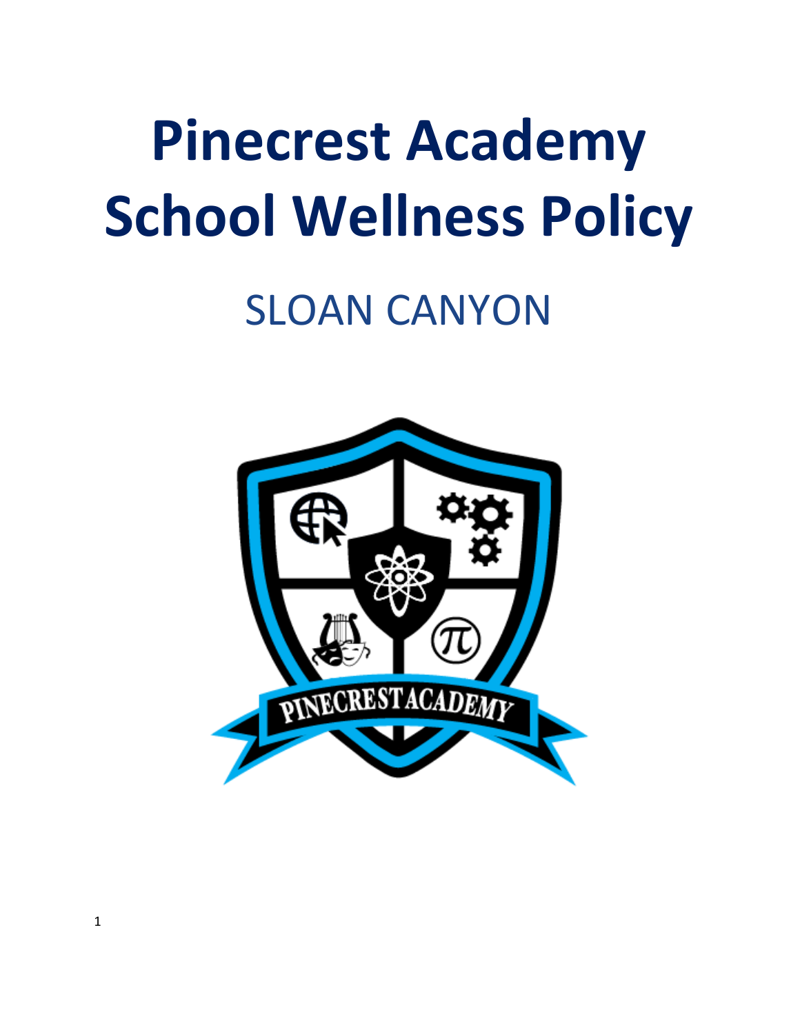# Pinecrest Academy School Wellness Policy

## SLOAN CANYON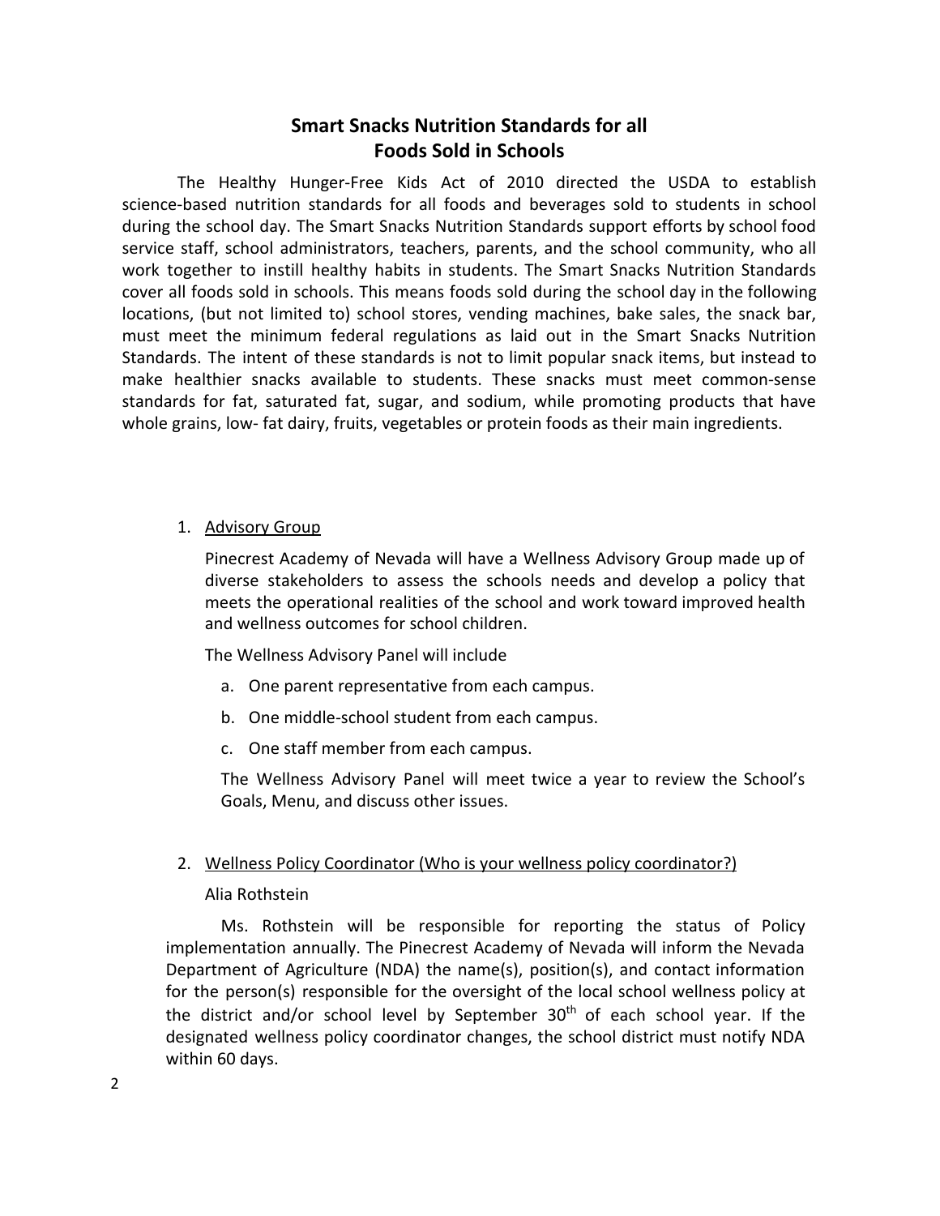## Smart Snacks Nutrition Standards for all Foods Sold in Schools

The Healthy Hunger-Free Kids Act of 2010 directed the USDA to establish science-based nutrition standards for all foods and beverages sold to students in school during the school day. The Smart Snacks Nutrition Standards support efforts by school food service staff, school administrators, teachers, parents, and the school community, who all work together to instill healthy habits in students. The Smart Snacks Nutrition Standards cover all foods sold in schools. This means foods sold during the school day in the following locations, (but not limited to) school stores, vending machines, bake sales, the snack bar, must meet the minimum federal regulations as laid out in the Smart Snacks Nutrition Standards. The intent of these standards is not to limit popular snack items, but instead to make healthier snacks available to students. These snacks must meet common-sense standards for fat, saturated fat, sugar, and sodium, while promoting products that have whole grains, low- fat dairy, fruits, vegetables or protein foods as their main ingredients.

1. <u>Advisory Group</u>

   Pinecrest Academy of Nevada will have a Wellness Advisory Group made up of diverse stakeholders to assess the schools needs and develop a policy that meets the operational realities of the school and work toward improved health and wellness outcomes for school children.

   The Wellness Advisory Panel will include

   a. One parent representative from each campus.
   b. One middle-school student from each campus.
   c. One staff member from each campus.

   The Wellness Advisory Panel will meet twice a year to review the School's Goals, Menu, and discuss other issues.

2. <u>Wellness Policy Coordinator (Who is your wellness policy coordinator?)</u>

   Alia Rothstein

   Ms. Rothstein will be responsible for reporting the status of Policy implementation annually. The Pinecrest Academy of Nevada will inform the Nevada Department of Agriculture (NDA) the name(s), position(s), and contact information for the person(s) responsible for the oversight of the local school wellness policy at the district and/or school level by September 30th of each school year. If the designated wellness policy coordinator changes, the school district must notify NDA within 60 days.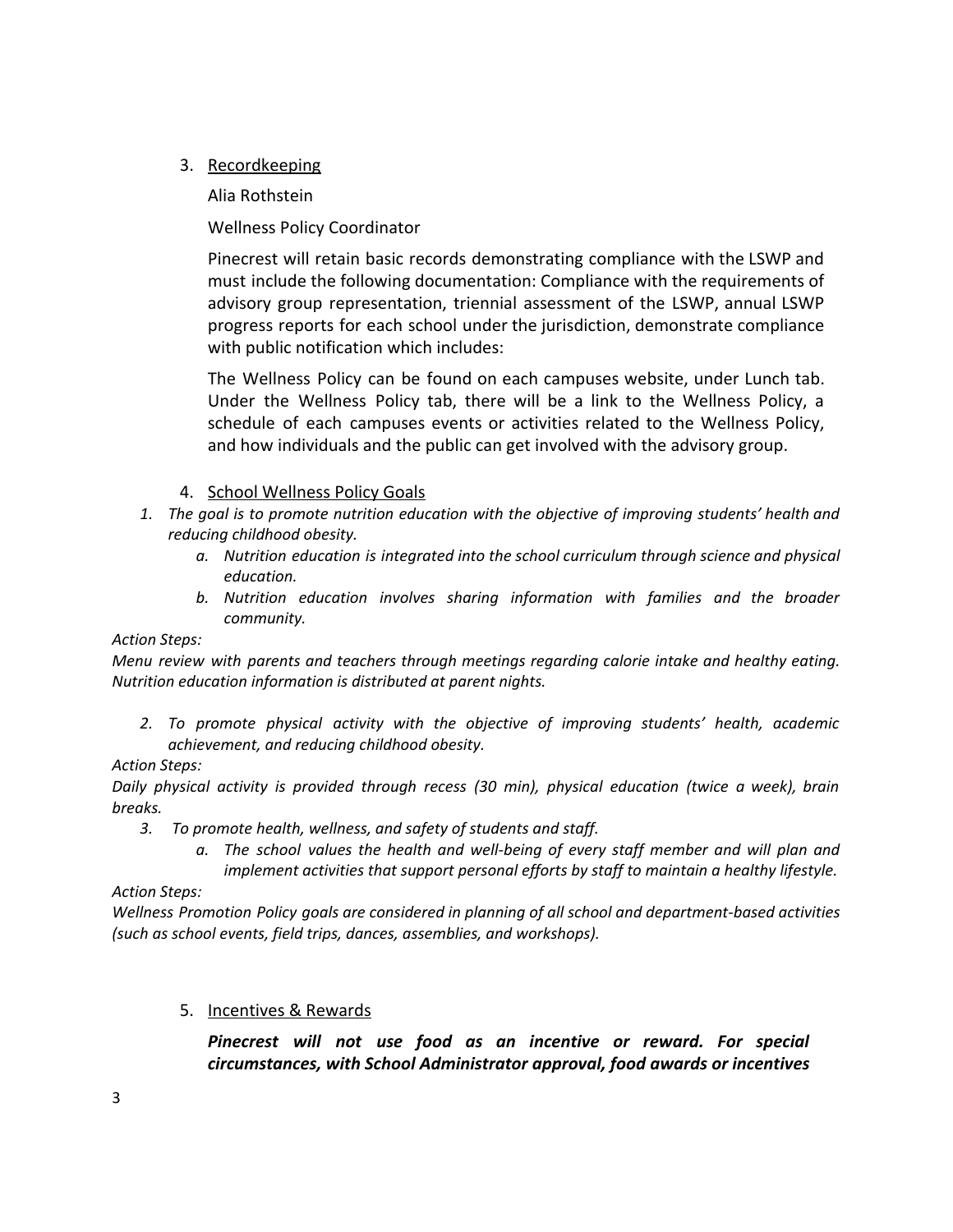3. <u>Recordkeeping</u>

   Alia Rothstein

   Wellness Policy Coordinator

   Pinecrest will retain basic records demonstrating compliance with the LSWP and must include the following documentation: Compliance with the requirements of advisory group representation, triennial assessment of the LSWP, annual LSWP progress reports for each school under the jurisdiction, demonstrate compliance with public notification which includes:

   The Wellness Policy can be found on each campuses website, under Lunch tab. Under the Wellness Policy tab, there will be a link to the Wellness Policy, a schedule of each campuses events or activities related to the Wellness Policy, and how individuals and the public can get involved with the advisory group.

4. <u>School Wellness Policy Goals</u>

*1. The goal is to promote nutrition education with the objective of improving students' health and reducing childhood obesity.*

*a. Nutrition education is integrated into the school curriculum through science and physical education.*

*b. Nutrition education involves sharing information with families and the broader community.*

*Action Steps:*

*Menu review with parents and teachers through meetings regarding calorie intake and healthy eating. Nutrition education information is distributed at parent nights.*

*2. To promote physical activity with the objective of improving students' health, academic achievement, and reducing childhood obesity.*

*Action Steps:*

*Daily physical activity is provided through recess (30 min), physical education (twice a week), brain breaks.*

*3. To promote health, wellness, and safety of students and staff.*

*a. The school values the health and well-being of every staff member and will plan and implement activities that support personal efforts by staff to maintain a healthy lifestyle.*

*Action Steps:*

*Wellness Promotion Policy goals are considered in planning of all school and department-based activities (such as school events, field trips, dances, assemblies, and workshops).*

5. <u>Incentives & Rewards</u>

   ***Pinecrest will not use food as an incentive or reward. For special circumstances, with School Administrator approval, food awards or incentives***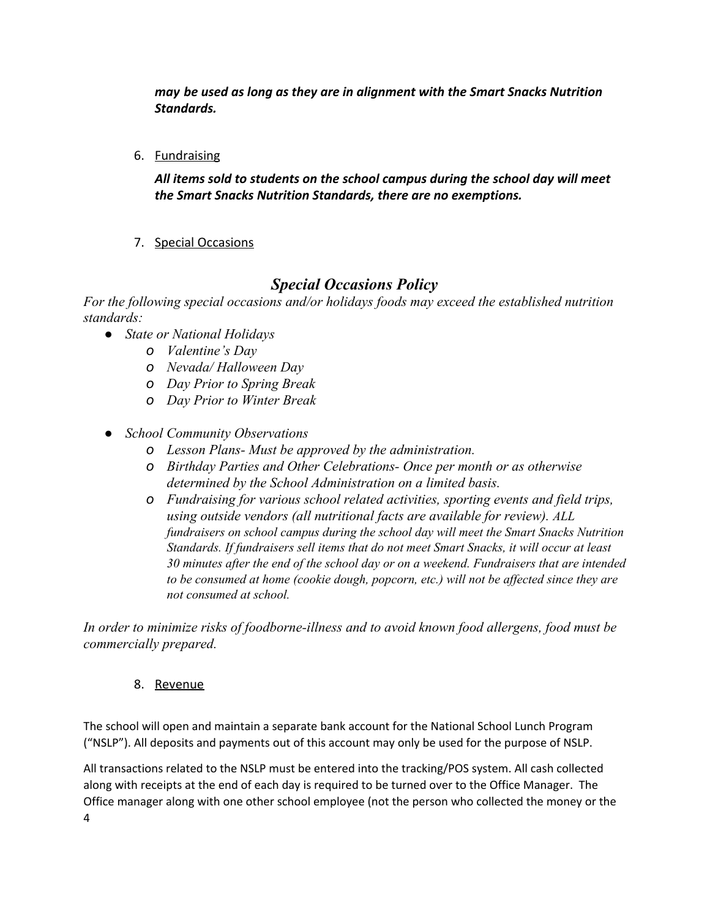***may be used as long as they are in alignment with the Smart Snacks Nutrition Standards.***

6. Fundraising

   ***All items sold to students on the school campus during the school day will meet the Smart Snacks Nutrition Standards, there are no exemptions.***

7. Special Occasions

## *Special Occasions Policy*

*For the following special occasions and/or holidays foods may exceed the established nutrition standards:*

- *State or National Holidays*
  - *Valentine's Day*
  - *Nevada/ Halloween Day*
  - *Day Prior to Spring Break*
  - *Day Prior to Winter Break*
- *School Community Observations*
  - *Lesson Plans- Must be approved by the administration.*
  - *Birthday Parties and Other Celebrations- Once per month or as otherwise determined by the School Administration on a limited basis.*
  - *Fundraising for various school related activities, sporting events and field trips, using outside vendors (all nutritional facts are available for review). ALL fundraisers on school campus during the school day will meet the Smart Snacks Nutrition Standards. If fundraisers sell items that do not meet Smart Snacks, it will occur at least 30 minutes after the end of the school day or on a weekend. Fundraisers that are intended to be consumed at home (cookie dough, popcorn, etc.) will not be affected since they are not consumed at school.*

*In order to minimize risks of foodborne-illness and to avoid known food allergens, food must be commercially prepared.*

8. Revenue

The school will open and maintain a separate bank account for the National School Lunch Program ("NSLP"). All deposits and payments out of this account may only be used for the purpose of NSLP.

All transactions related to the NSLP must be entered into the tracking/POS system. All cash collected along with receipts at the end of each day is required to be turned over to the Office Manager. The Office manager along with one other school employee (not the person who collected the money or the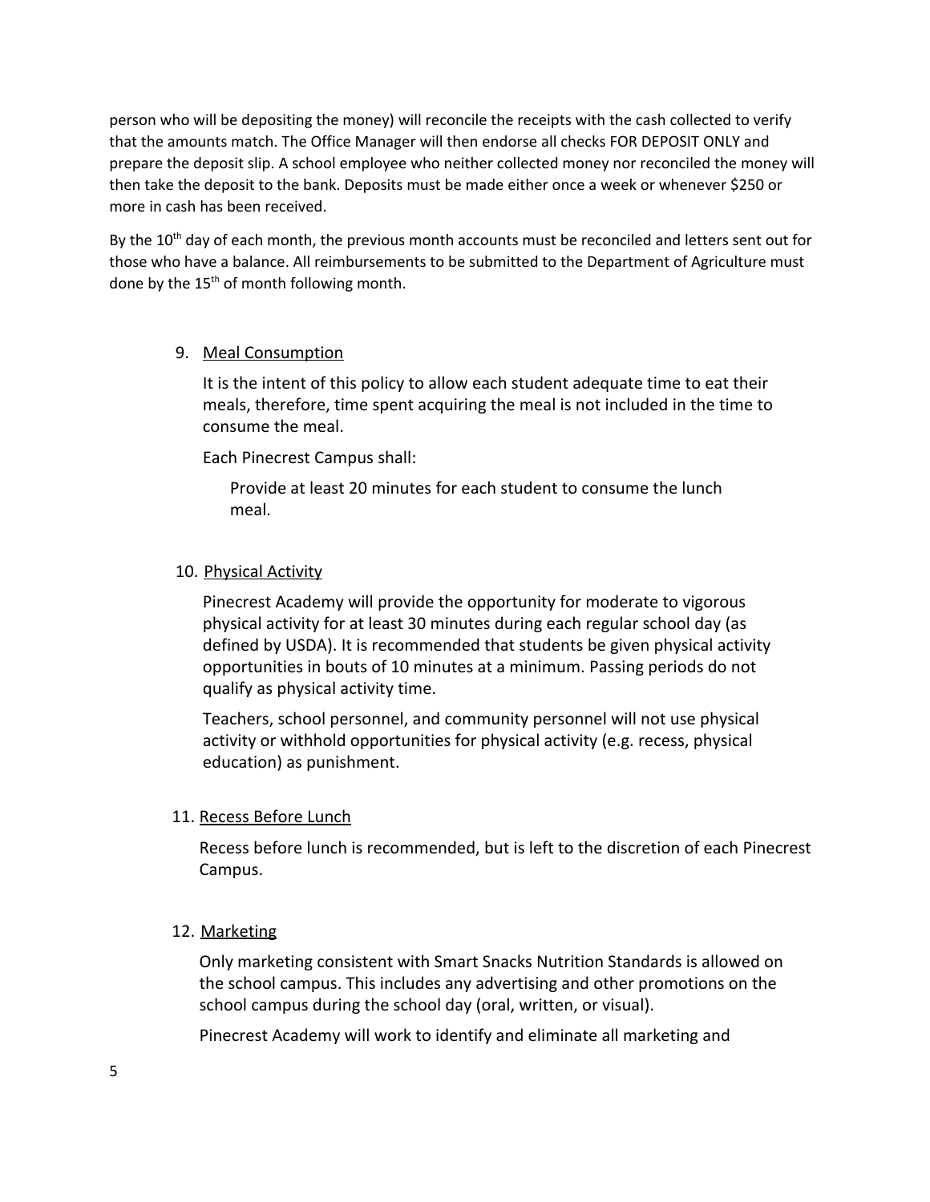person who will be depositing the money) will reconcile the receipts with the cash collected to verify that the amounts match. The Office Manager will then endorse all checks FOR DEPOSIT ONLY and prepare the deposit slip. A school employee who neither collected money nor reconciled the money will then take the deposit to the bank. Deposits must be made either once a week or whenever $250 or more in cash has been received.

By the 10th day of each month, the previous month accounts must be reconciled and letters sent out for those who have a balance. All reimbursements to be submitted to the Department of Agriculture must done by the 15th of month following month.

9. Meal Consumption

   It is the intent of this policy to allow each student adequate time to eat their meals, therefore, time spent acquiring the meal is not included in the time to consume the meal.

   Each Pinecrest Campus shall:

   Provide at least 20 minutes for each student to consume the lunch meal.

10. Physical Activity

    Pinecrest Academy will provide the opportunity for moderate to vigorous physical activity for at least 30 minutes during each regular school day (as defined by USDA). It is recommended that students be given physical activity opportunities in bouts of 10 minutes at a minimum. Passing periods do not qualify as physical activity time.

    Teachers, school personnel, and community personnel will not use physical activity or withhold opportunities for physical activity (e.g. recess, physical education) as punishment.

11. Recess Before Lunch

    Recess before lunch is recommended, but is left to the discretion of each Pinecrest Campus.

12. Marketing

    Only marketing consistent with Smart Snacks Nutrition Standards is allowed on the school campus. This includes any advertising and other promotions on the school campus during the school day (oral, written, or visual).

    Pinecrest Academy will work to identify and eliminate all marketing and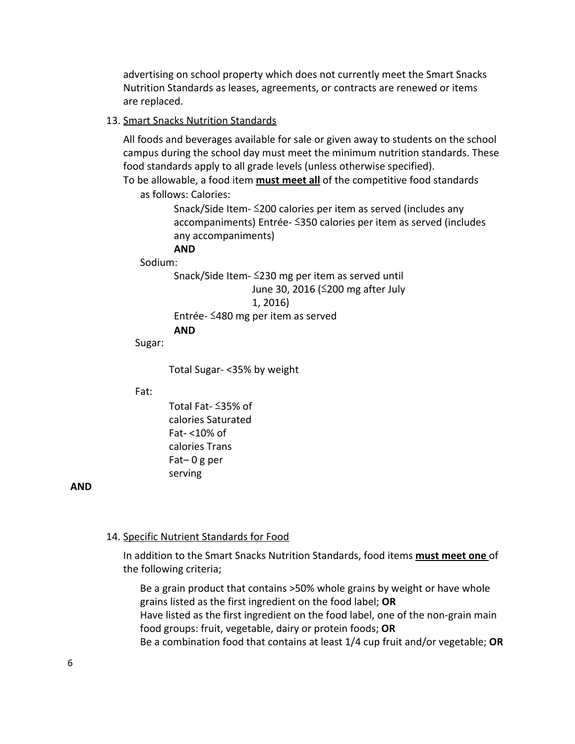advertising on school property which does not currently meet the Smart Snacks Nutrition Standards as leases, agreements, or contracts are renewed or items are replaced.

13. Smart Snacks Nutrition Standards

All foods and beverages available for sale or given away to students on the school campus during the school day must meet the minimum nutrition standards. These food standards apply to all grade levels (unless otherwise specified).

To be allowable, a food item **must meet all** of the competitive food standards as follows: Calories:

Snack/Side Item- ≤200 calories per item as served (includes any accompaniments) Entrée- ≤350 calories per item as served (includes any accompaniments)

**AND**

Sodium:

Snack/Side Item- ≤230 mg per item as served until June 30, 2016 (≤200 mg after July 1, 2016)

Entrée- ≤480 mg per item as served

**AND**

Sugar:

Total Sugar- <35% by weight

Fat:

Total Fat- ≤35% of calories Saturated Fat- <10% of calories Trans Fat– 0 g per serving

**AND**

14. Specific Nutrient Standards for Food

In addition to the Smart Snacks Nutrition Standards, food items **must meet one** of the following criteria;

Be a grain product that contains >50% whole grains by weight or have whole grains listed as the first ingredient on the food label; **OR**

Have listed as the first ingredient on the food label, one of the non-grain main food groups: fruit, vegetable, dairy or protein foods; **OR**

Be a combination food that contains at least 1/4 cup fruit and/or vegetable; **OR**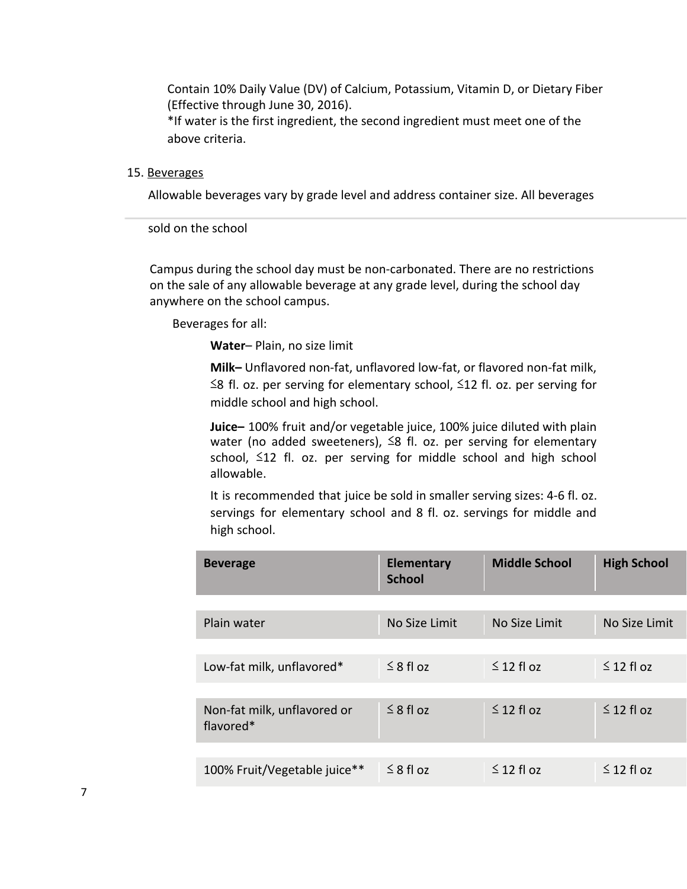Contain 10% Daily Value (DV) of Calcium, Potassium, Vitamin D, or Dietary Fiber (Effective through June 30, 2016).

*If water is the first ingredient, the second ingredient must meet one of the above criteria.

15. Beverages

Allowable beverages vary by grade level and address container size. All beverages sold on the school

Campus during the school day must be non-carbonated. There are no restrictions on the sale of any allowable beverage at any grade level, during the school day anywhere on the school campus.

Beverages for all:

**Water**– Plain, no size limit

**Milk–** Unflavored non-fat, unflavored low-fat, or flavored non-fat milk, ≤8 fl. oz. per serving for elementary school, ≤12 fl. oz. per serving for middle school and high school.

**Juice–** 100% fruit and/or vegetable juice, 100% juice diluted with plain water (no added sweeteners), ≤8 fl. oz. per serving for elementary school, ≤12 fl. oz. per serving for middle school and high school allowable.

It is recommended that juice be sold in smaller serving sizes: 4-6 fl. oz. servings for elementary school and 8 fl. oz. servings for middle and high school.

| Beverage | Elementary School | Middle School | High School |
|---|---|---|---|
| Plain water | No Size Limit | No Size Limit | No Size Limit |
| Low-fat milk, unflavored* | ≤ 8 fl oz | ≤ 12 fl oz | ≤ 12 fl oz |
| Non-fat milk, unflavored or flavored* | ≤ 8 fl oz | ≤ 12 fl oz | ≤ 12 fl oz |
| 100% Fruit/Vegetable juice** | ≤ 8 fl oz | ≤ 12 fl oz | ≤ 12 fl oz |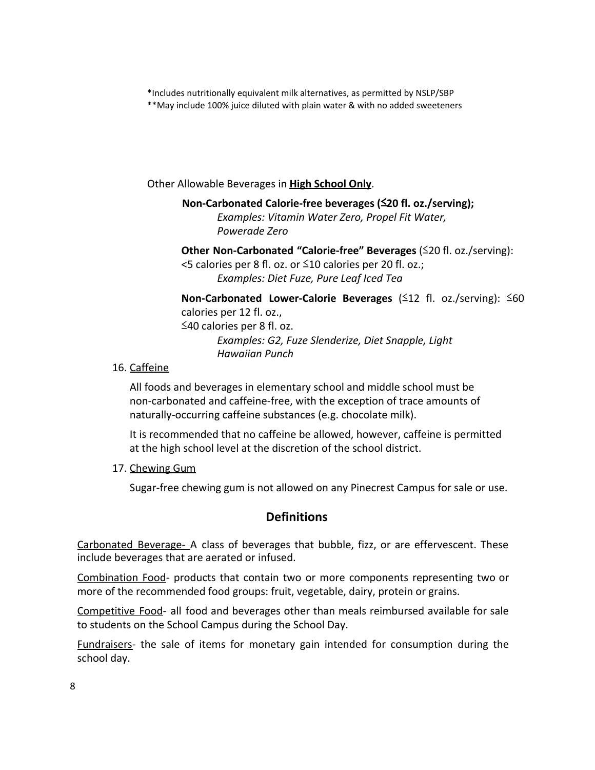*Includes nutritionally equivalent milk alternatives, as permitted by NSLP/SBP

**May include 100% juice diluted with plain water & with no added sweeteners

Other Allowable Beverages in **<u>High School Only</u>**.

**Non-Carbonated Calorie-free beverages (≤20 fl. oz./serving);**
*Examples: Vitamin Water Zero, Propel Fit Water, Powerade Zero*

**Other Non-Carbonated "Calorie-free" Beverages** (≤20 fl. oz./serving): <5 calories per 8 fl. oz. or ≤10 calories per 20 fl. oz.;
*Examples: Diet Fuze, Pure Leaf Iced Tea*

**Non-Carbonated Lower-Calorie Beverages** (≤12 fl. oz./serving): ≤60 calories per 12 fl. oz.,
≤40 calories per 8 fl. oz.
*Examples: G2, Fuze Slenderize, Diet Snapple, Light Hawaiian Punch*

16. <u>Caffeine</u>

    All foods and beverages in elementary school and middle school must be non-carbonated and caffeine-free, with the exception of trace amounts of naturally-occurring caffeine substances (e.g. chocolate milk).

    It is recommended that no caffeine be allowed, however, caffeine is permitted at the high school level at the discretion of the school district.

17. <u>Chewing Gum</u>

    Sugar-free chewing gum is not allowed on any Pinecrest Campus for sale or use.

## Definitions

<u>Carbonated Beverage-</u> A class of beverages that bubble, fizz, or are effervescent. These include beverages that are aerated or infused.

<u>Combination Food</u>- products that contain two or more components representing two or more of the recommended food groups: fruit, vegetable, dairy, protein or grains.

<u>Competitive Food</u>- all food and beverages other than meals reimbursed available for sale to students on the School Campus during the School Day.

<u>Fundraisers</u>- the sale of items for monetary gain intended for consumption during the school day.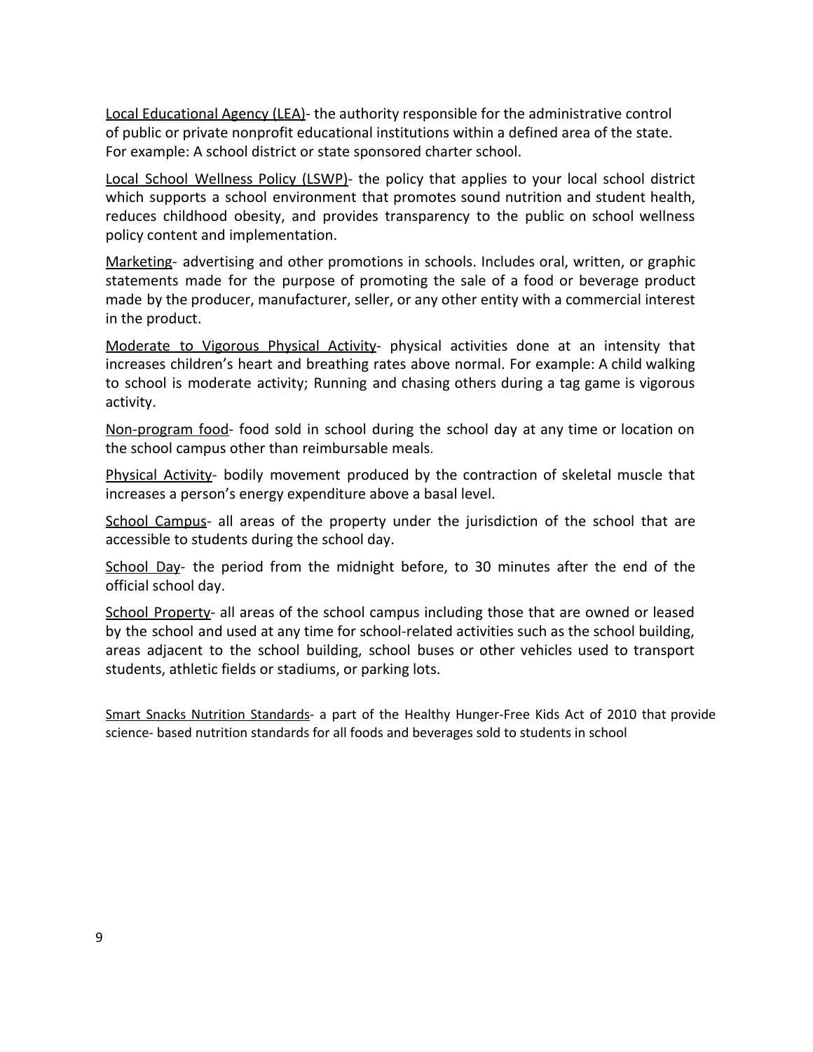Local Educational Agency (LEA)- the authority responsible for the administrative control of public or private nonprofit educational institutions within a defined area of the state. For example: A school district or state sponsored charter school.

Local School Wellness Policy (LSWP)- the policy that applies to your local school district which supports a school environment that promotes sound nutrition and student health, reduces childhood obesity, and provides transparency to the public on school wellness policy content and implementation.

Marketing- advertising and other promotions in schools. Includes oral, written, or graphic statements made for the purpose of promoting the sale of a food or beverage product made by the producer, manufacturer, seller, or any other entity with a commercial interest in the product.

Moderate to Vigorous Physical Activity- physical activities done at an intensity that increases children's heart and breathing rates above normal. For example: A child walking to school is moderate activity; Running and chasing others during a tag game is vigorous activity.

Non-program food- food sold in school during the school day at any time or location on the school campus other than reimbursable meals.

Physical Activity- bodily movement produced by the contraction of skeletal muscle that increases a person's energy expenditure above a basal level.

School Campus- all areas of the property under the jurisdiction of the school that are accessible to students during the school day.

School Day- the period from the midnight before, to 30 minutes after the end of the official school day.

School Property- all areas of the school campus including those that are owned or leased by the school and used at any time for school-related activities such as the school building, areas adjacent to the school building, school buses or other vehicles used to transport students, athletic fields or stadiums, or parking lots.

Smart Snacks Nutrition Standards- a part of the Healthy Hunger-Free Kids Act of 2010 that provide science- based nutrition standards for all foods and beverages sold to students in school